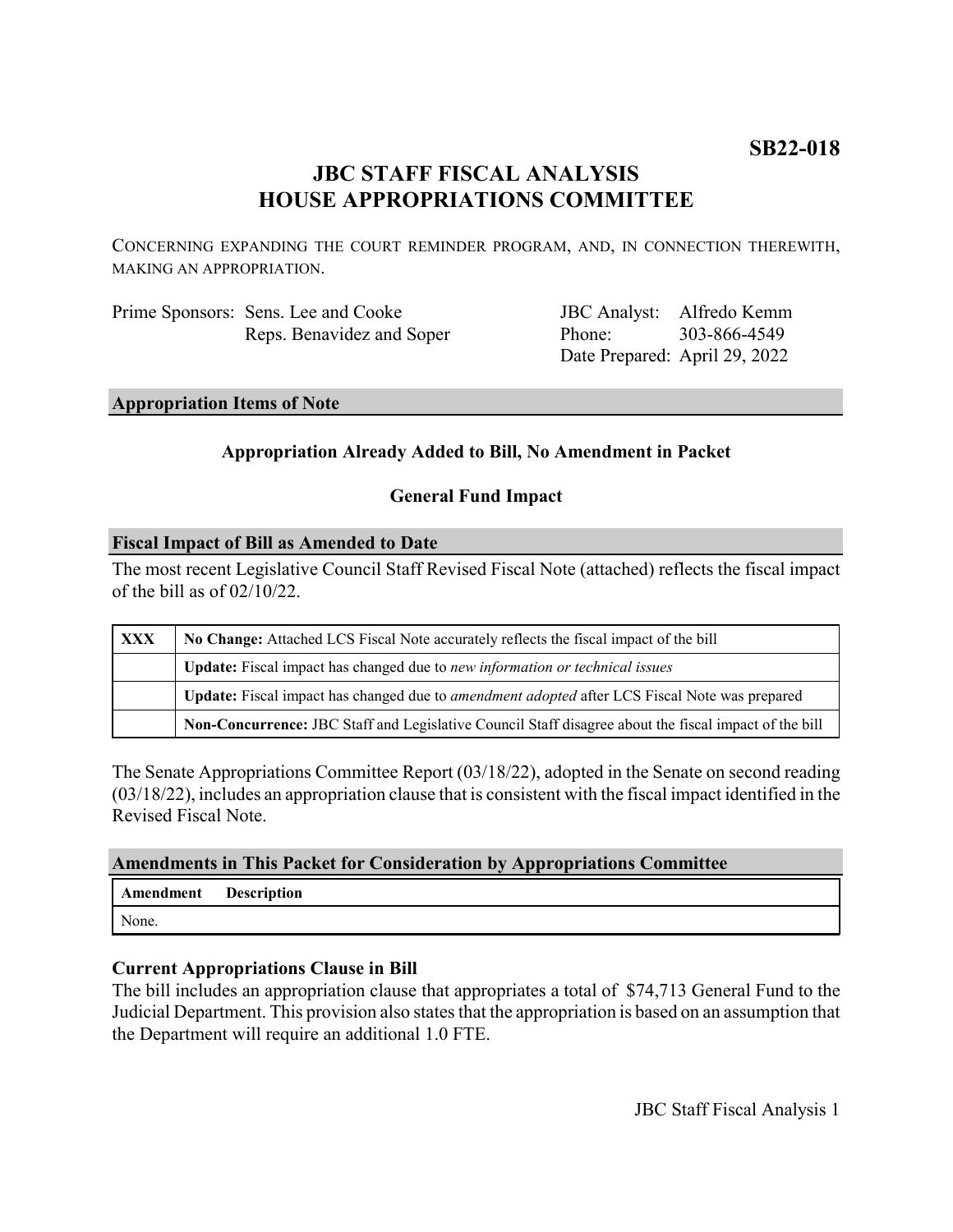**SB22-018**

# JBC STAFF FISCAL ANALYSIS
# HOUSE APPROPRIATIONS COMMITTEE

CONCERNING EXPANDING THE COURT REMINDER PROGRAM, AND, IN CONNECTION THEREWITH, MAKING AN APPROPRIATION.

| Prime Sponsors: | Sens. Lee and Cooke | JBC Analyst: | Alfredo Kemm |
|---|---|---|---|
| | Reps. Benavidez and Soper | Phone: | 303-866-4549 |
| | | Date Prepared: | April 29, 2022 |

## Appropriation Items of Note

**Appropriation Already Added to Bill, No Amendment in Packet**

**General Fund Impact**

## Fiscal Impact of Bill as Amended to Date

The most recent Legislative Council Staff Revised Fiscal Note (attached) reflects the fiscal impact of the bill as of 02/10/22.

| | |
|---|---|
| **XXX** | **No Change:** Attached LCS Fiscal Note accurately reflects the fiscal impact of the bill |
| | **Update:** Fiscal impact has changed due to *new information or technical issues* |
| | **Update:** Fiscal impact has changed due to *amendment adopted* after LCS Fiscal Note was prepared |
| | **Non-Concurrence:** JBC Staff and Legislative Council Staff disagree about the fiscal impact of the bill |

The Senate Appropriations Committee Report (03/18/22), adopted in the Senate on second reading (03/18/22), includes an appropriation clause that is consistent with the fiscal impact identified in the Revised Fiscal Note.

## Amendments in This Packet for Consideration by Appropriations Committee

| Amendment | Description |
|---|---|
| None. | |

### Current Appropriations Clause in Bill

The bill includes an appropriation clause that appropriates a total of $74,713 General Fund to the Judicial Department. This provision also states that the appropriation is based on an assumption that the Department will require an additional 1.0 FTE.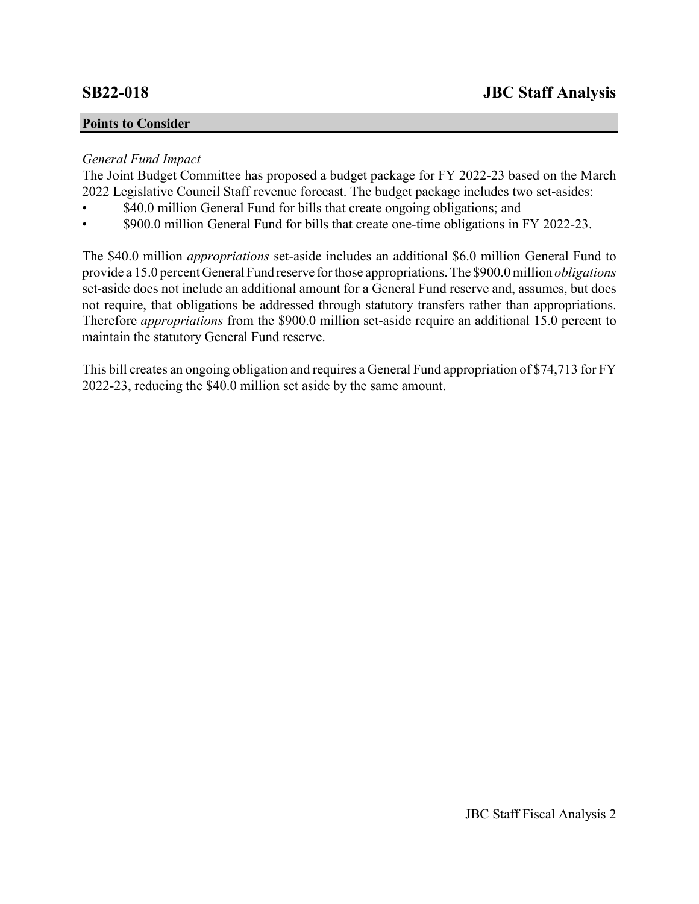## Points to Consider

*General Fund Impact*

The Joint Budget Committee has proposed a budget package for FY 2022-23 based on the March 2022 Legislative Council Staff revenue forecast. The budget package includes two set-asides:

- $40.0 million General Fund for bills that create ongoing obligations; and
- $900.0 million General Fund for bills that create one-time obligations in FY 2022-23.

The $40.0 million *appropriations* set-aside includes an additional $6.0 million General Fund to provide a 15.0 percent General Fund reserve for those appropriations. The $900.0 million *obligations* set-aside does not include an additional amount for a General Fund reserve and, assumes, but does not require, that obligations be addressed through statutory transfers rather than appropriations. Therefore *appropriations* from the $900.0 million set-aside require an additional 15.0 percent to maintain the statutory General Fund reserve.

This bill creates an ongoing obligation and requires a General Fund appropriation of $74,713 for FY 2022-23, reducing the $40.0 million set aside by the same amount.